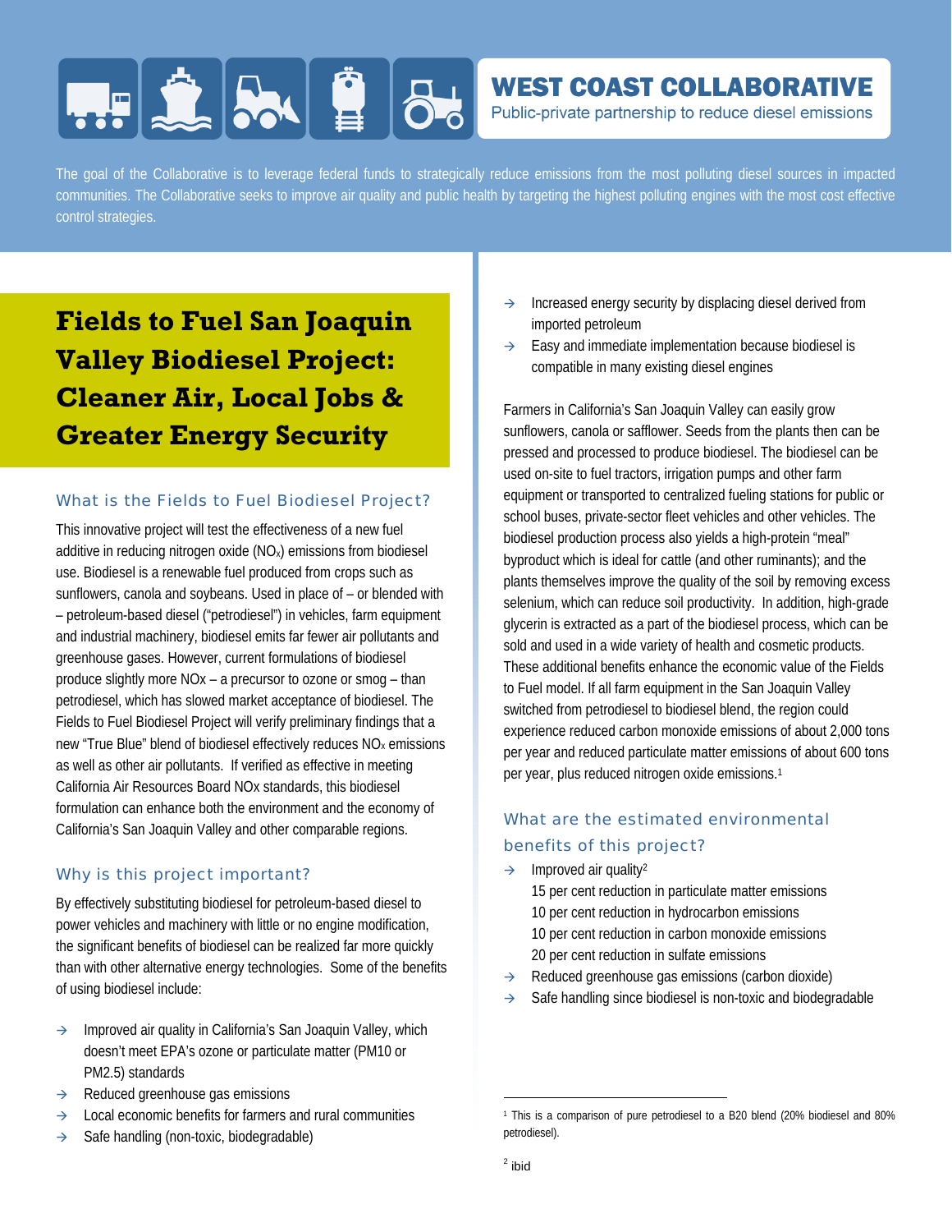# WEST COAST COLLABORATIVE

Public-private partnership to reduce diesel emissions

The goal of the Collaborative is to leverage federal funds to strategically reduce emissions from the most polluting diesel sources in impacted communities. The Collaborative seeks to improve air quality and public health by targeting the highest polluting engines with the most cost effective control strategies.

# Fields to Fuel San Joaquin Valley Biodiesel Project: Cleaner Air, Local Jobs & Greater Energy Security

## What is the Fields to Fuel Biodiesel Project?

This innovative project will test the effectiveness of a new fuel additive in reducing nitrogen oxide ($NO_x$) emissions from biodiesel use. Biodiesel is a renewable fuel produced from crops such as sunflowers, canola and soybeans. Used in place of – or blended with – petroleum-based diesel ("petrodiesel") in vehicles, farm equipment and industrial machinery, biodiesel emits far fewer air pollutants and greenhouse gases. However, current formulations of biodiesel produce slightly more NOx – a precursor to ozone or smog – than petrodiesel, which has slowed market acceptance of biodiesel. The Fields to Fuel Biodiesel Project will verify preliminary findings that a new "True Blue" blend of biodiesel effectively reduces $NO_x$ emissions as well as other air pollutants. If verified as effective in meeting California Air Resources Board NOx standards, this biodiesel formulation can enhance both the environment and the economy of California's San Joaquin Valley and other comparable regions.

## Why is this project important?

By effectively substituting biodiesel for petroleum-based diesel to power vehicles and machinery with little or no engine modification, the significant benefits of biodiesel can be realized far more quickly than with other alternative energy technologies. Some of the benefits of using biodiesel include:

- Improved air quality in California's San Joaquin Valley, which doesn't meet EPA's ozone or particulate matter (PM10 or PM2.5) standards
- Reduced greenhouse gas emissions
- Local economic benefits for farmers and rural communities
- Safe handling (non-toxic, biodegradable)
- Increased energy security by displacing diesel derived from imported petroleum
- Easy and immediate implementation because biodiesel is compatible in many existing diesel engines

Farmers in California's San Joaquin Valley can easily grow sunflowers, canola or safflower. Seeds from the plants then can be pressed and processed to produce biodiesel. The biodiesel can be used on-site to fuel tractors, irrigation pumps and other farm equipment or transported to centralized fueling stations for public or school buses, private-sector fleet vehicles and other vehicles. The biodiesel production process also yields a high-protein "meal" byproduct which is ideal for cattle (and other ruminants); and the plants themselves improve the quality of the soil by removing excess selenium, which can reduce soil productivity. In addition, high-grade glycerin is extracted as a part of the biodiesel process, which can be sold and used in a wide variety of health and cosmetic products. These additional benefits enhance the economic value of the Fields to Fuel model. If all farm equipment in the San Joaquin Valley switched from petrodiesel to biodiesel blend, the region could experience reduced carbon monoxide emissions of about 2,000 tons per year and reduced particulate matter emissions of about 600 tons per year, plus reduced nitrogen oxide emissions.[1]

## What are the estimated environmental benefits of this project?

- Improved air quality[2]
  - 15 per cent reduction in particulate matter emissions
  - 10 per cent reduction in hydrocarbon emissions
  - 10 per cent reduction in carbon monoxide emissions
  - 20 per cent reduction in sulfate emissions
- Reduced greenhouse gas emissions (carbon dioxide)
- Safe handling since biodiesel is non-toxic and biodegradable

---

[1] This is a comparison of pure petrodiesel to a B20 blend (20% biodiesel and 80% petrodiesel).

[2] ibid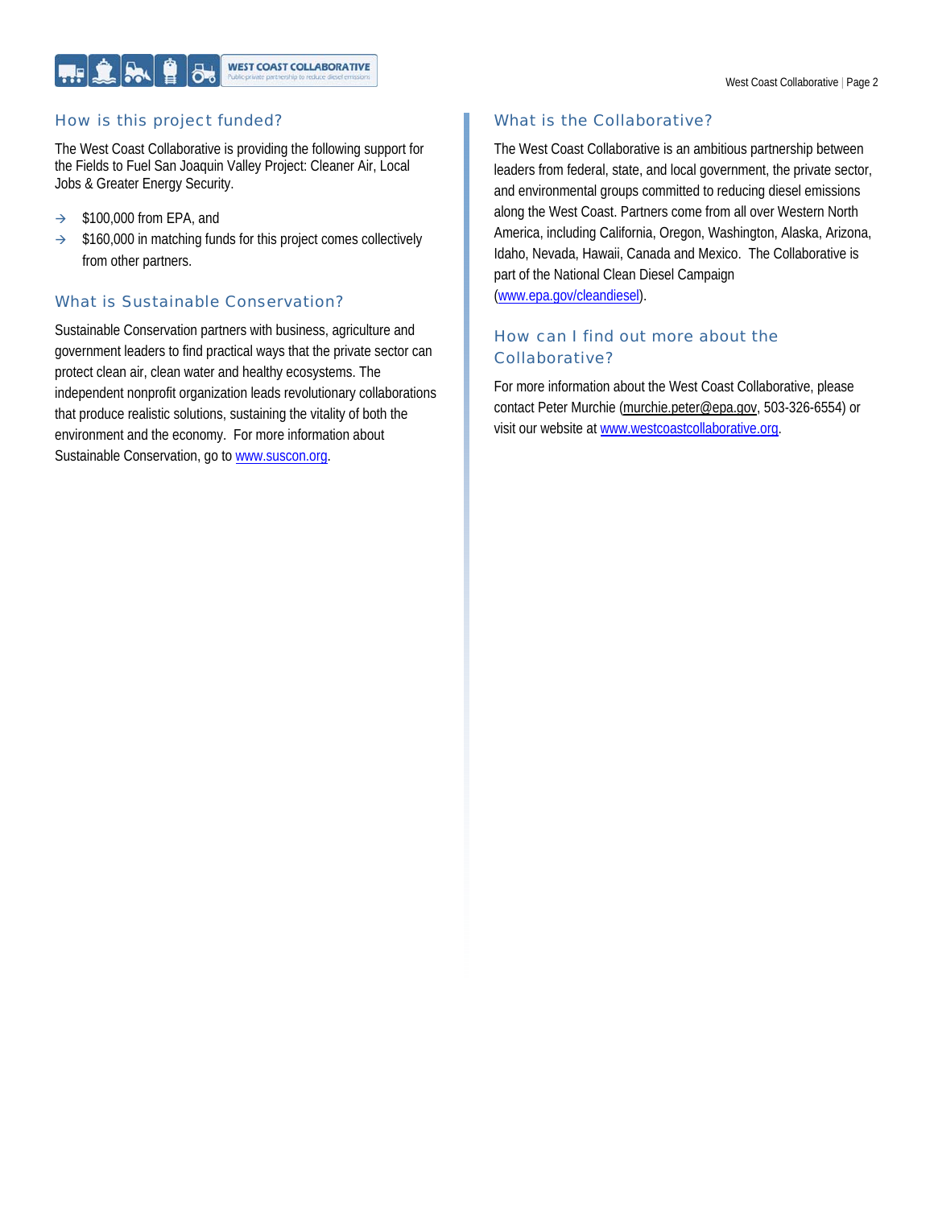## How is this project funded?

The West Coast Collaborative is providing the following support for the Fields to Fuel San Joaquin Valley Project: Cleaner Air, Local Jobs & Greater Energy Security.

- $100,000 from EPA, and
- $160,000 in matching funds for this project comes collectively from other partners.

## What is Sustainable Conservation?

Sustainable Conservation partners with business, agriculture and government leaders to find practical ways that the private sector can protect clean air, clean water and healthy ecosystems. The independent nonprofit organization leads revolutionary collaborations that produce realistic solutions, sustaining the vitality of both the environment and the economy.  For more information about Sustainable Conservation, go to www.suscon.org.

## What is the Collaborative?

The West Coast Collaborative is an ambitious partnership between leaders from federal, state, and local government, the private sector, and environmental groups committed to reducing diesel emissions along the West Coast. Partners come from all over Western North America, including California, Oregon, Washington, Alaska, Arizona, Idaho, Nevada, Hawaii, Canada and Mexico.  The Collaborative is part of the National Clean Diesel Campaign (www.epa.gov/cleandiesel).

## How can I find out more about the Collaborative?

For more information about the West Coast Collaborative, please contact Peter Murchie (murchie.peter@epa.gov, 503-326-6554) or visit our website at www.westcoastcollaborative.org.